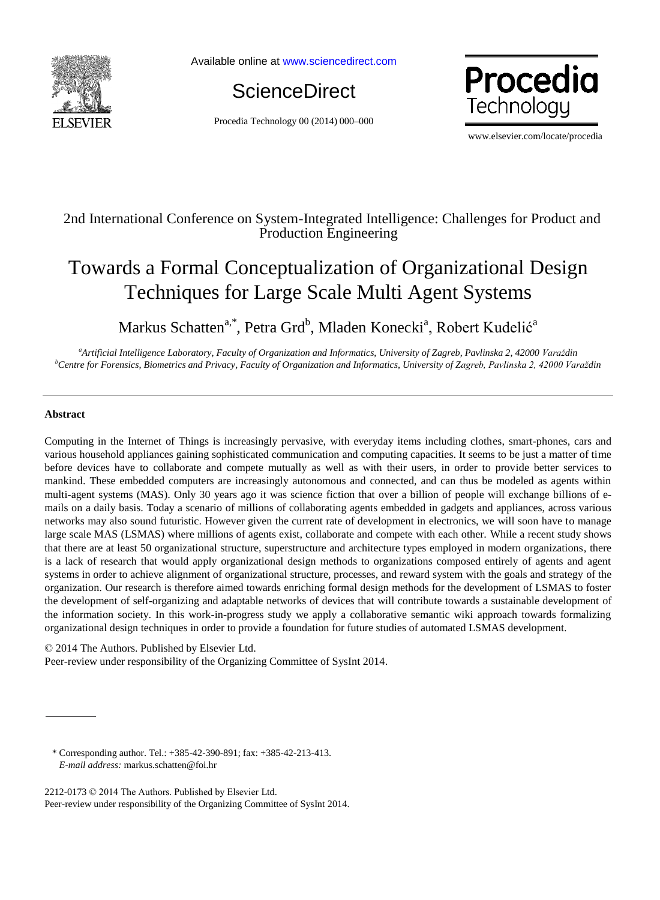2nd International Conference on System-Integrated Intelligence: Challenges for Product and Production Engineering

# Towards a Formal Conceptualization of Organizational Design Techniques for Large Scale Multi Agent Systems

Markus Schatten[a,*], Petra Grd[b], Mladen Konecki[a], Robert Kudelić[a]

[a]*Artificial Intelligence Laboratory, Faculty of Organization and Informatics, University of Zagreb, Pavlinska 2, 42000 Varaždin*
[b]*Centre for Forensics, Biometrics and Privacy, Faculty of Organization and Informatics, University of Zagreb, Pavlinska 2, 42000 Varaždin*

---

**Abstract**

Computing in the Internet of Things is increasingly pervasive, with everyday items including clothes, smart-phones, cars and various household appliances gaining sophisticated communication and computing capacities. It seems to be just a matter of time before devices have to collaborate and compete mutually as well as with their users, in order to provide better services to mankind. These embedded computers are increasingly autonomous and connected, and can thus be modeled as agents within multi-agent systems (MAS). Only 30 years ago it was science fiction that over a billion of people will exchange billions of e-mails on a daily basis. Today a scenario of millions of collaborating agents embedded in gadgets and appliances, across various networks may also sound futuristic. However given the current rate of development in electronics, we will soon have to manage large scale MAS (LSMAS) where millions of agents exist, collaborate and compete with each other. While a recent study shows that there are at least 50 organizational structure, superstructure and architecture types employed in modern organizations, there is a lack of research that would apply organizational design methods to organizations composed entirely of agents and agent systems in order to achieve alignment of organizational structure, processes, and reward system with the goals and strategy of the organization. Our research is therefore aimed towards enriching formal design methods for the development of LSMAS to foster the development of self-organizing and adaptable networks of devices that will contribute towards a sustainable development of the information society. In this work-in-progress study we apply a collaborative semantic wiki approach towards formalizing organizational design techniques in order to provide a foundation for future studies of automated LSMAS development.

© 2014 The Authors. Published by Elsevier Ltd.
Peer-review under responsibility of the Organizing Committee of SysInt 2014.

---

\* Corresponding author. Tel.: +385-42-390-891; fax: +385-42-213-413.
*E-mail address:* markus.schatten@foi.hr

2212-0173 © 2014 The Authors. Published by Elsevier Ltd.
Peer-review under responsibility of the Organizing Committee of SysInt 2014.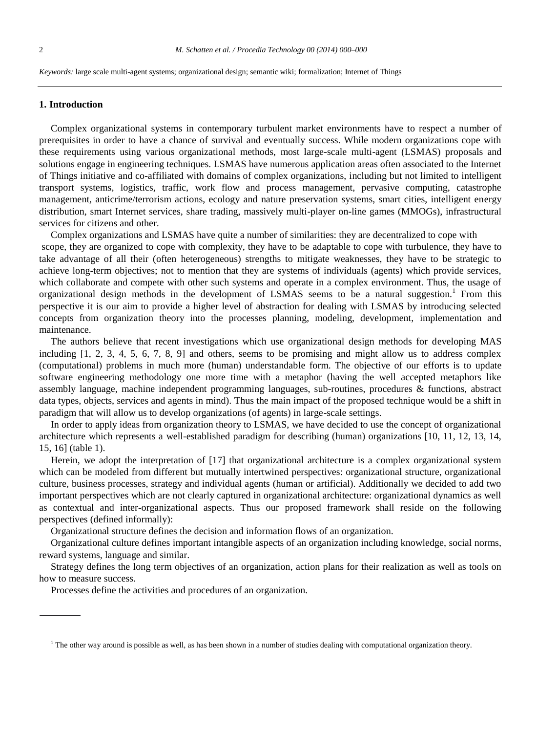*Keywords:* large scale multi-agent systems; organizational design; semantic wiki; formalization; Internet of Things

## 1. Introduction

Complex organizational systems in contemporary turbulent market environments have to respect a number of prerequisites in order to have a chance of survival and eventually success. While modern organizations cope with these requirements using various organizational methods, most large-scale multi-agent (LSMAS) proposals and solutions engage in engineering techniques. LSMAS have numerous application areas often associated to the Internet of Things initiative and co-affiliated with domains of complex organizations, including but not limited to intelligent transport systems, logistics, traffic, work flow and process management, pervasive computing, catastrophe management, anticrime/terrorism actions, ecology and nature preservation systems, smart cities, intelligent energy distribution, smart Internet services, share trading, massively multi-player on-line games (MMOGs), infrastructural services for citizens and other.

Complex organizations and LSMAS have quite a number of similarities: they are decentralized to cope with scope, they are organized to cope with complexity, they have to be adaptable to cope with turbulence, they have to take advantage of all their (often heterogeneous) strengths to mitigate weaknesses, they have to be strategic to achieve long-term objectives; not to mention that they are systems of individuals (agents) which provide services, which collaborate and compete with other such systems and operate in a complex environment. Thus, the usage of organizational design methods in the development of LSMAS seems to be a natural suggestion.[1] From this perspective it is our aim to provide a higher level of abstraction for dealing with LSMAS by introducing selected concepts from organization theory into the processes planning, modeling, development, implementation and maintenance.

The authors believe that recent investigations which use organizational design methods for developing MAS including [1, 2, 3, 4, 5, 6, 7, 8, 9] and others, seems to be promising and might allow us to address complex (computational) problems in much more (human) understandable form. The objective of our efforts is to update software engineering methodology one more time with a metaphor (having the well accepted metaphors like assembly language, machine independent programming languages, sub-routines, procedures & functions, abstract data types, objects, services and agents in mind). Thus the main impact of the proposed technique would be a shift in paradigm that will allow us to develop organizations (of agents) in large-scale settings.

In order to apply ideas from organization theory to LSMAS, we have decided to use the concept of organizational architecture which represents a well-established paradigm for describing (human) organizations [10, 11, 12, 13, 14, 15, 16] (table 1).

Herein, we adopt the interpretation of [17] that organizational architecture is a complex organizational system which can be modeled from different but mutually intertwined perspectives: organizational structure, organizational culture, business processes, strategy and individual agents (human or artificial). Additionally we decided to add two important perspectives which are not clearly captured in organizational architecture: organizational dynamics as well as contextual and inter-organizational aspects. Thus our proposed framework shall reside on the following perspectives (defined informally):

Organizational structure defines the decision and information flows of an organization.

Organizational culture defines important intangible aspects of an organization including knowledge, social norms, reward systems, language and similar.

Strategy defines the long term objectives of an organization, action plans for their realization as well as tools on how to measure success.

Processes define the activities and procedures of an organization.

---

[1] The other way around is possible as well, as has been shown in a number of studies dealing with computational organization theory.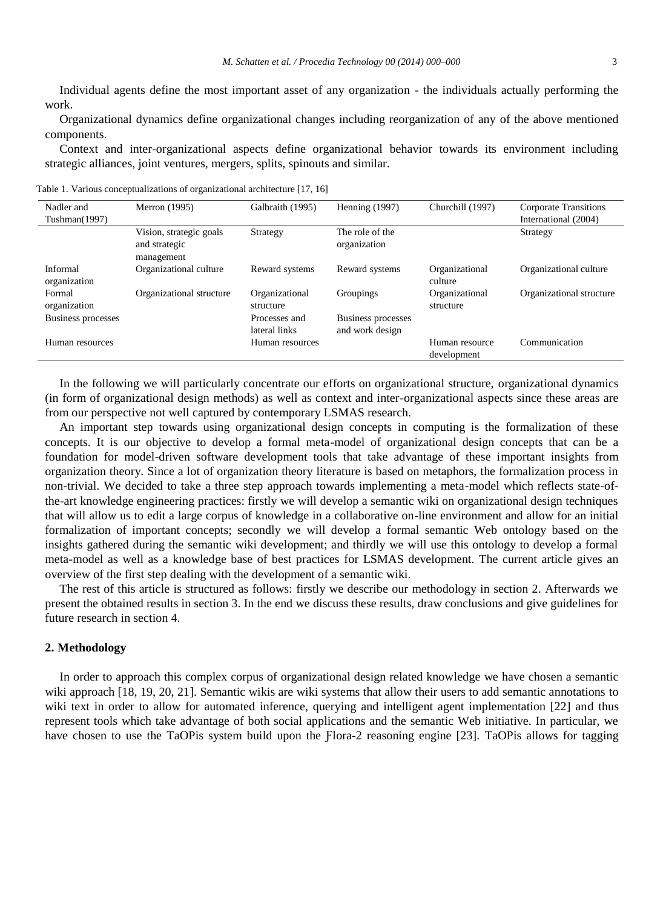Individual agents define the most important asset of any organization - the individuals actually performing the work.

Organizational dynamics define organizational changes including reorganization of any of the above mentioned components.

Context and inter-organizational aspects define organizational behavior towards its environment including strategic alliances, joint ventures, mergers, splits, spinouts and similar.

Table 1. Various conceptualizations of organizational architecture [17, 16]

| Nadler and Tushman(1997) | Merron (1995) | Galbraith (1995) | Henning (1997) | Churchill (1997) | Corporate Transitions International (2004) |
|---|---|---|---|---|---|
| | Vision, strategic goals and strategic management | Strategy | The role of the organization | | Strategy |
| Informal organization | Organizational culture | Reward systems | Reward systems | Organizational culture | Organizational culture |
| Formal organization | Organizational structure | Organizational structure | Groupings | Organizational structure | Organizational structure |
| Business processes | | Processes and lateral links | Business processes and work design | | |
| Human resources | | Human resources | | Human resource development | Communication |

In the following we will particularly concentrate our efforts on organizational structure, organizational dynamics (in form of organizational design methods) as well as context and inter-organizational aspects since these areas are from our perspective not well captured by contemporary LSMAS research.

An important step towards using organizational design concepts in computing is the formalization of these concepts. It is our objective to develop a formal meta-model of organizational design concepts that can be a foundation for model-driven software development tools that take advantage of these important insights from organization theory. Since a lot of organization theory literature is based on metaphors, the formalization process in non-trivial. We decided to take a three step approach towards implementing a meta-model which reflects state-of-the-art knowledge engineering practices: firstly we will develop a semantic wiki on organizational design techniques that will allow us to edit a large corpus of knowledge in a collaborative on-line environment and allow for an initial formalization of important concepts; secondly we will develop a formal semantic Web ontology based on the insights gathered during the semantic wiki development; and thirdly we will use this ontology to develop a formal meta-model as well as a knowledge base of best practices for LSMAS development. The current article gives an overview of the first step dealing with the development of a semantic wiki.

The rest of this article is structured as follows: firstly we describe our methodology in section 2. Afterwards we present the obtained results in section 3. In the end we discuss these results, draw conclusions and give guidelines for future research in section 4.

## 2. Methodology

In order to approach this complex corpus of organizational design related knowledge we have chosen a semantic wiki approach [18, 19, 20, 21]. Semantic wikis are wiki systems that allow their users to add semantic annotations to wiki text in order to allow for automated inference, querying and intelligent agent implementation [22] and thus represent tools which take advantage of both social applications and the semantic Web initiative. In particular, we have chosen to use the TaOPis system build upon the Ƒlora-2 reasoning engine [23]. TaOPis allows for tagging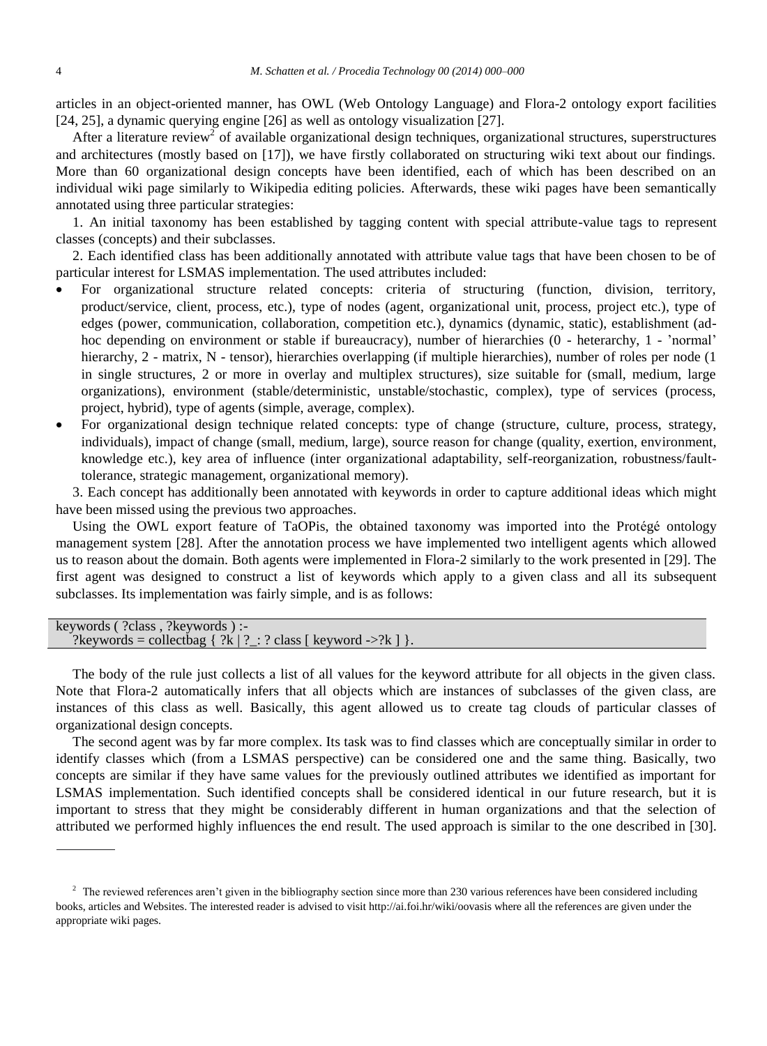articles in an object-oriented manner, has OWL (Web Ontology Language) and Flora-2 ontology export facilities [24, 25], a dynamic querying engine [26] as well as ontology visualization [27].

After a literature review[2] of available organizational design techniques, organizational structures, superstructures and architectures (mostly based on [17]), we have firstly collaborated on structuring wiki text about our findings. More than 60 organizational design concepts have been identified, each of which has been described on an individual wiki page similarly to Wikipedia editing policies. Afterwards, these wiki pages have been semantically annotated using three particular strategies:

1. An initial taxonomy has been established by tagging content with special attribute-value tags to represent classes (concepts) and their subclasses.

2. Each identified class has been additionally annotated with attribute value tags that have been chosen to be of particular interest for LSMAS implementation. The used attributes included:

- For organizational structure related concepts: criteria of structuring (function, division, territory, product/service, client, process, etc.), type of nodes (agent, organizational unit, process, project etc.), type of edges (power, communication, collaboration, competition etc.), dynamics (dynamic, static), establishment (ad-hoc depending on environment or stable if bureaucracy), number of hierarchies (0 - heterarchy, 1 - 'normal' hierarchy, 2 - matrix, N - tensor), hierarchies overlapping (if multiple hierarchies), number of roles per node (1 in single structures, 2 or more in overlay and multiplex structures), size suitable for (small, medium, large organizations), environment (stable/deterministic, unstable/stochastic, complex), type of services (process, project, hybrid), type of agents (simple, average, complex).
- For organizational design technique related concepts: type of change (structure, culture, process, strategy, individuals), impact of change (small, medium, large), source reason for change (quality, exertion, environment, knowledge etc.), key area of influence (inter organizational adaptability, self-reorganization, robustness/fault-tolerance, strategic management, organizational memory).

3. Each concept has additionally been annotated with keywords in order to capture additional ideas which might have been missed using the previous two approaches.

Using the OWL export feature of TaOPis, the obtained taxonomy was imported into the Protégé ontology management system [28]. After the annotation process we have implemented two intelligent agents which allowed us to reason about the domain. Both agents were implemented in Flora-2 similarly to the work presented in [29]. The first agent was designed to construct a list of keywords which apply to a given class and all its subsequent subclasses. Its implementation was fairly simple, and is as follows:

```
keywords ( ?class , ?keywords ) :-
   ?keywords = collectbag { ?k | ?_: ? class [ keyword ->?k ] }.
```

The body of the rule just collects a list of all values for the keyword attribute for all objects in the given class. Note that Flora-2 automatically infers that all objects which are instances of subclasses of the given class, are instances of this class as well. Basically, this agent allowed us to create tag clouds of particular classes of organizational design concepts.

The second agent was by far more complex. Its task was to find classes which are conceptually similar in order to identify classes which (from a LSMAS perspective) can be considered one and the same thing. Basically, two concepts are similar if they have same values for the previously outlined attributes we identified as important for LSMAS implementation. Such identified concepts shall be considered identical in our future research, but it is important to stress that they might be considerably different in human organizations and that the selection of attributed we performed highly influences the end result. The used approach is similar to the one described in [30].

[2] The reviewed references aren't given in the bibliography section since more than 230 various references have been considered including books, articles and Websites. The interested reader is advised to visit http://ai.foi.hr/wiki/oovasis where all the references are given under the appropriate wiki pages.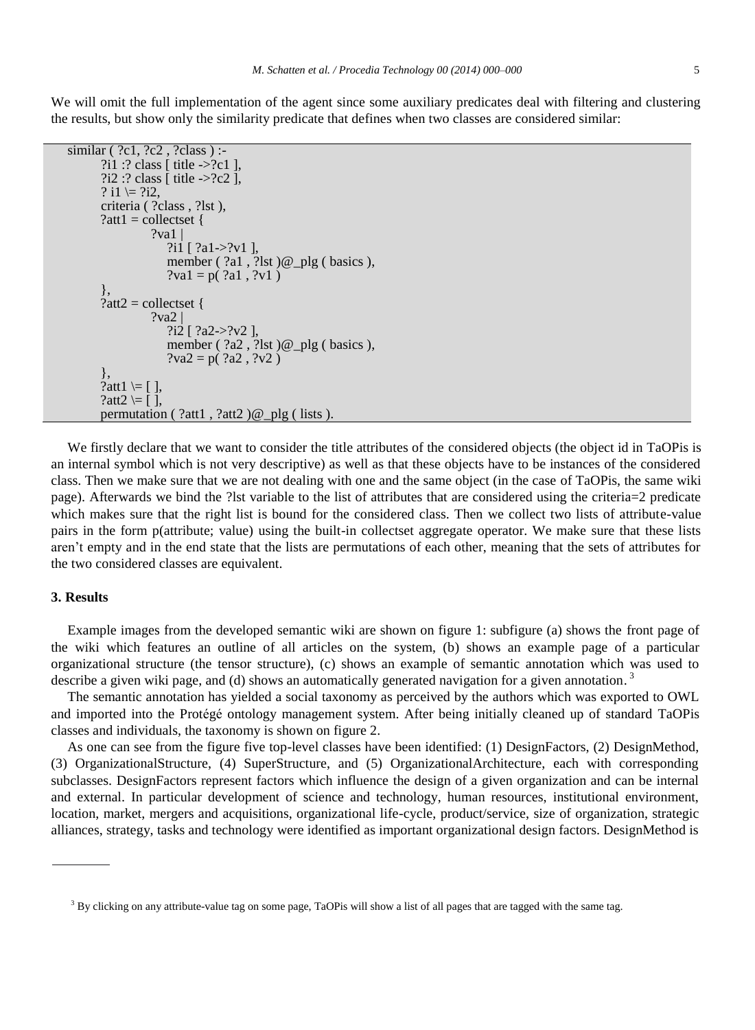We will omit the full implementation of the agent since some auxiliary predicates deal with filtering and clustering the results, but show only the similarity predicate that defines when two classes are considered similar:

```
similar ( ?c1, ?c2 , ?class ) :-
        ?i1 :? class [ title ->?c1 ],
        ?i2 :? class [ title ->?c2 ],
        ? i1 \= ?i2,
        criteria ( ?class , ?lst ),
        ?att1 = collectset {
                ?va1 |
                    ?i1 [ ?a1->?v1 ],
                    member ( ?a1 , ?lst )@_plg ( basics ),
                    ?va1 = p( ?a1 , ?v1 )
        },
        ?att2 = collectset {
                ?va2 |
                    ?i2 [ ?a2->?v2 ],
                    member ( ?a2 , ?lst )@_plg ( basics ),
                    ?va2 = p( ?a2 , ?v2 )
        },
        ?att1 \= [ ],
        ?att2 \= [ ],
        permutation ( ?att1 , ?att2 )@_plg ( lists ).
```

We firstly declare that we want to consider the title attributes of the considered objects (the object id in TaOPis is an internal symbol which is not very descriptive) as well as that these objects have to be instances of the considered class. Then we make sure that we are not dealing with one and the same object (in the case of TaOPis, the same wiki page). Afterwards we bind the ?lst variable to the list of attributes that are considered using the criteria=2 predicate which makes sure that the right list is bound for the considered class. Then we collect two lists of attribute-value pairs in the form p(attribute; value) using the built-in collectset aggregate operator. We make sure that these lists aren't empty and in the end state that the lists are permutations of each other, meaning that the sets of attributes for the two considered classes are equivalent.

## 3. Results

Example images from the developed semantic wiki are shown on figure 1: subfigure (a) shows the front page of the wiki which features an outline of all articles on the system, (b) shows an example page of a particular organizational structure (the tensor structure), (c) shows an example of semantic annotation which was used to describe a given wiki page, and (d) shows an automatically generated navigation for a given annotation.[3]

The semantic annotation has yielded a social taxonomy as perceived by the authors which was exported to OWL and imported into the Protégé ontology management system. After being initially cleaned up of standard TaOPis classes and individuals, the taxonomy is shown on figure 2.

As one can see from the figure five top-level classes have been identified: (1) DesignFactors, (2) DesignMethod, (3) OrganizationalStructure, (4) SuperStructure, and (5) OrganizationalArchitecture, each with corresponding subclasses. DesignFactors represent factors which influence the design of a given organization and can be internal and external. In particular development of science and technology, human resources, institutional environment, location, market, mergers and acquisitions, organizational life-cycle, product/service, size of organization, strategic alliances, strategy, tasks and technology were identified as important organizational design factors. DesignMethod is

[3] By clicking on any attribute-value tag on some page, TaOPis will show a list of all pages that are tagged with the same tag.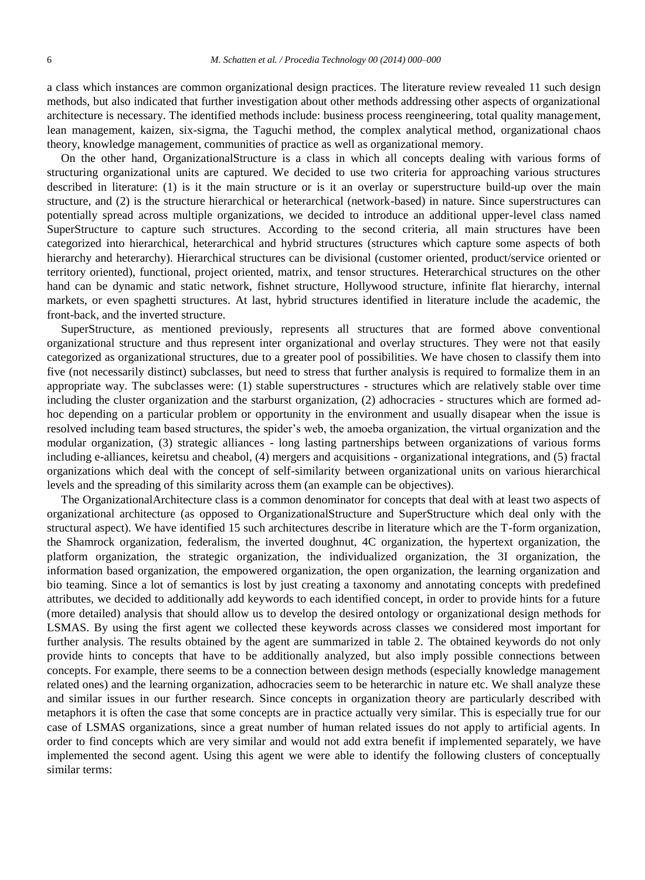a class which instances are common organizational design practices. The literature review revealed 11 such design methods, but also indicated that further investigation about other methods addressing other aspects of organizational architecture is necessary. The identified methods include: business process reengineering, total quality management, lean management, kaizen, six-sigma, the Taguchi method, the complex analytical method, organizational chaos theory, knowledge management, communities of practice as well as organizational memory.

On the other hand, OrganizationalStructure is a class in which all concepts dealing with various forms of structuring organizational units are captured. We decided to use two criteria for approaching various structures described in literature: (1) is it the main structure or is it an overlay or superstructure build-up over the main structure, and (2) is the structure hierarchical or heterarchical (network-based) in nature. Since superstructures can potentially spread across multiple organizations, we decided to introduce an additional upper-level class named SuperStructure to capture such structures. According to the second criteria, all main structures have been categorized into hierarchical, heterarchical and hybrid structures (structures which capture some aspects of both hierarchy and heterarchy). Hierarchical structures can be divisional (customer oriented, product/service oriented or territory oriented), functional, project oriented, matrix, and tensor structures. Heterarchical structures on the other hand can be dynamic and static network, fishnet structure, Hollywood structure, infinite flat hierarchy, internal markets, or even spaghetti structures. At last, hybrid structures identified in literature include the academic, the front-back, and the inverted structure.

SuperStructure, as mentioned previously, represents all structures that are formed above conventional organizational structure and thus represent inter organizational and overlay structures. They were not that easily categorized as organizational structures, due to a greater pool of possibilities. We have chosen to classify them into five (not necessarily distinct) subclasses, but need to stress that further analysis is required to formalize them in an appropriate way. The subclasses were: (1) stable superstructures - structures which are relatively stable over time including the cluster organization and the starburst organization, (2) adhocracies - structures which are formed ad-hoc depending on a particular problem or opportunity in the environment and usually disapear when the issue is resolved including team based structures, the spider's web, the amoeba organization, the virtual organization and the modular organization, (3) strategic alliances - long lasting partnerships between organizations of various forms including e-alliances, keiretsu and cheabol, (4) mergers and acquisitions - organizational integrations, and (5) fractal organizations which deal with the concept of self-similarity between organizational units on various hierarchical levels and the spreading of this similarity across them (an example can be objectives).

The OrganizationalArchitecture class is a common denominator for concepts that deal with at least two aspects of organizational architecture (as opposed to OrganizationalStructure and SuperStructure which deal only with the structural aspect). We have identified 15 such architectures describe in literature which are the T-form organization, the Shamrock organization, federalism, the inverted doughnut, 4C organization, the hypertext organization, the platform organization, the strategic organization, the individualized organization, the 3I organization, the information based organization, the empowered organization, the open organization, the learning organization and bio teaming. Since a lot of semantics is lost by just creating a taxonomy and annotating concepts with predefined attributes, we decided to additionally add keywords to each identified concept, in order to provide hints for a future (more detailed) analysis that should allow us to develop the desired ontology or organizational design methods for LSMAS. By using the first agent we collected these keywords across classes we considered most important for further analysis. The results obtained by the agent are summarized in table 2. The obtained keywords do not only provide hints to concepts that have to be additionally analyzed, but also imply possible connections between concepts. For example, there seems to be a connection between design methods (especially knowledge management related ones) and the learning organization, adhocracies seem to be heterarchic in nature etc. We shall analyze these and similar issues in our further research. Since concepts in organization theory are particularly described with metaphors it is often the case that some concepts are in practice actually very similar. This is especially true for our case of LSMAS organizations, since a great number of human related issues do not apply to artificial agents. In order to find concepts which are very similar and would not add extra benefit if implemented separately, we have implemented the second agent. Using this agent we were able to identify the following clusters of conceptually similar terms: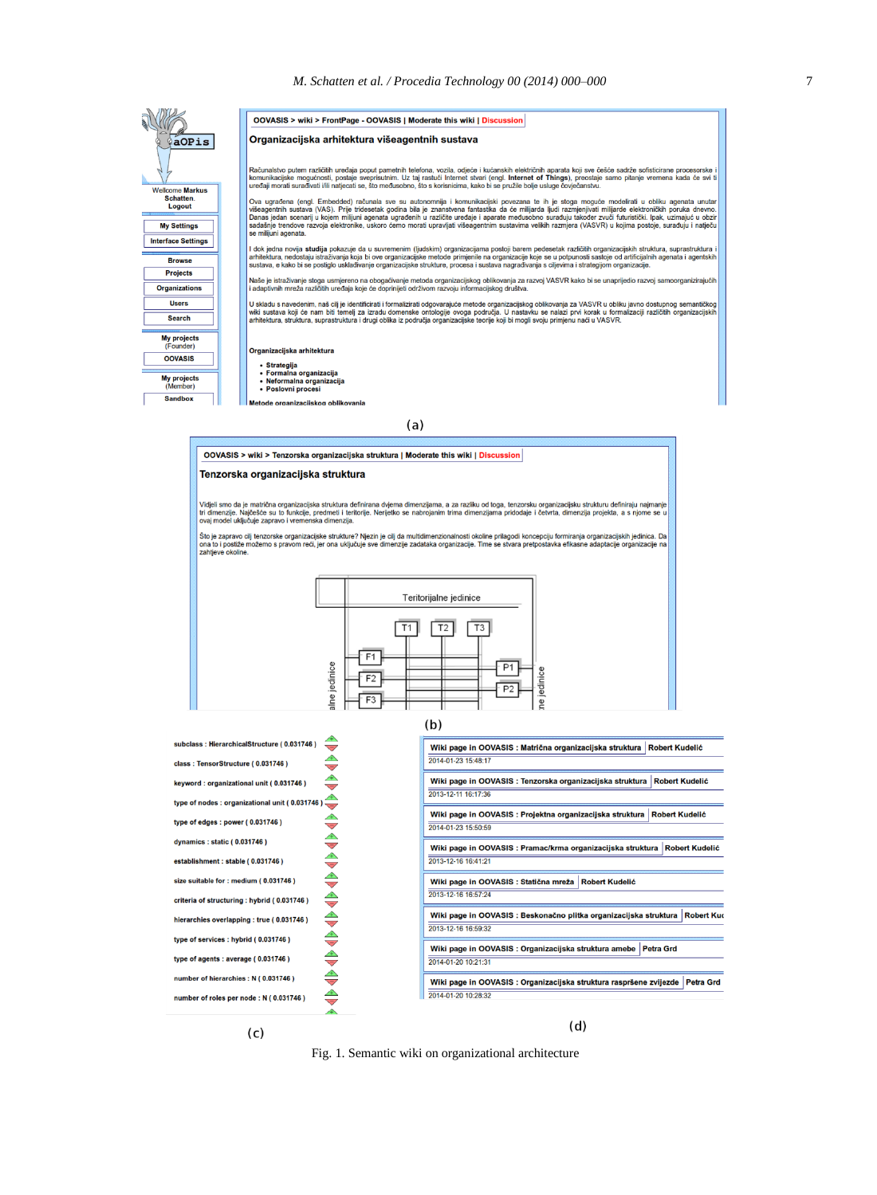Fig. 1. Semantic wiki on organizational architecture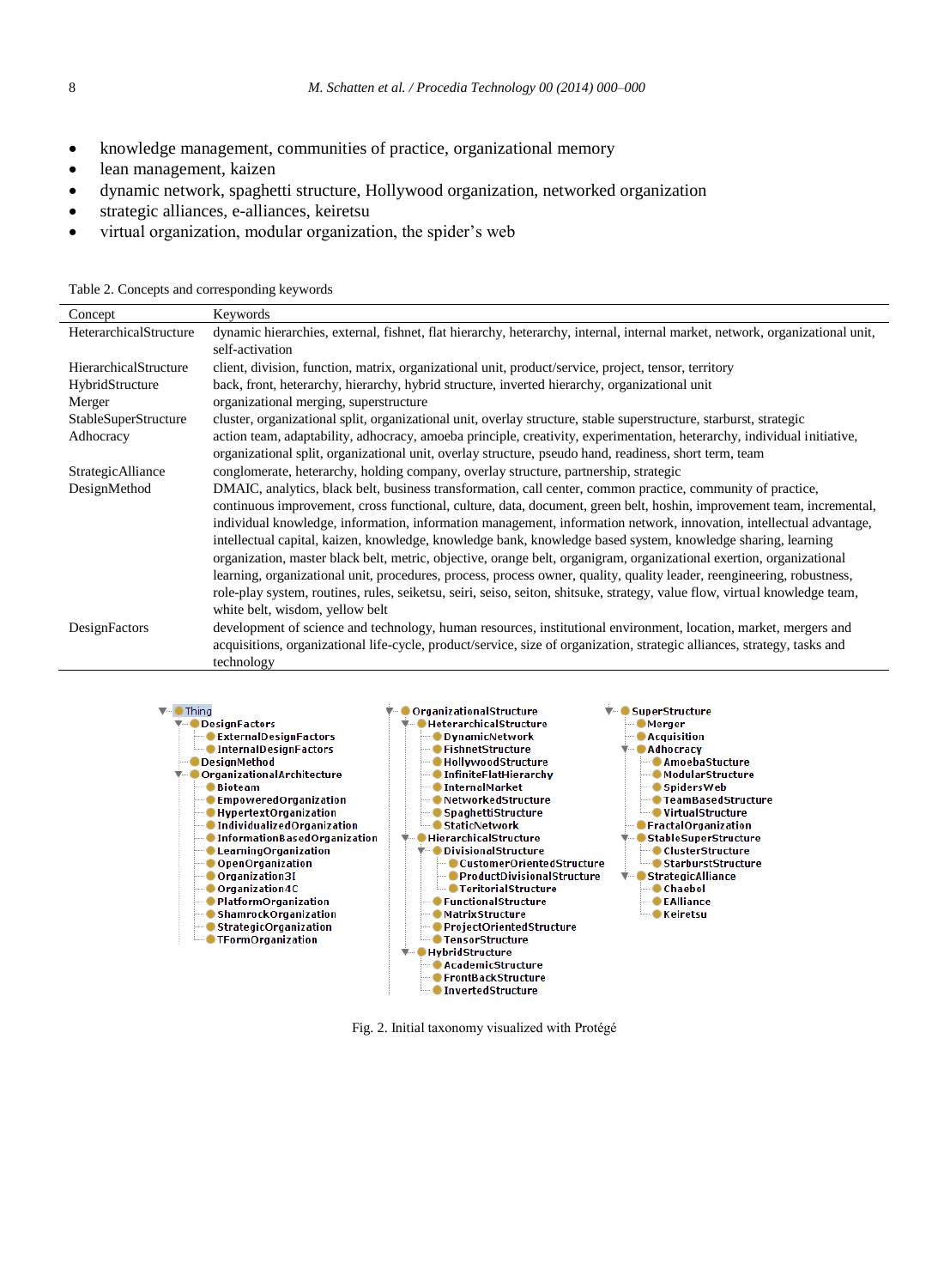- knowledge management, communities of practice, organizational memory
- lean management, kaizen
- dynamic network, spaghetti structure, Hollywood organization, networked organization
- strategic alliances, e-alliances, keiretsu
- virtual organization, modular organization, the spider's web

Table 2. Concepts and corresponding keywords

| Concept | Keywords |
|---|---|
| HeterarchicalStructure | dynamic hierarchies, external, fishnet, flat hierarchy, heterarchy, internal, internal market, network, organizational unit, self-activation |
| HierarchicalStructure | client, division, function, matrix, organizational unit, product/service, project, tensor, territory |
| HybridStructure | back, front, heterarchy, hierarchy, hybrid structure, inverted hierarchy, organizational unit |
| Merger | organizational merging, superstructure |
| StableSuperStructure | cluster, organizational split, organizational unit, overlay structure, stable superstructure, starburst, strategic |
| Adhocracy | action team, adaptability, adhocracy, amoeba principle, creativity, experimentation, heterarchy, individual initiative, organizational split, organizational unit, overlay structure, pseudo hand, readiness, short term, team |
| StrategicAlliance | conglomerate, heterarchy, holding company, overlay structure, partnership, strategic |
| DesignMethod | DMAIC, analytics, black belt, business transformation, call center, common practice, community of practice, continuous improvement, cross functional, culture, data, document, green belt, hoshin, improvement team, incremental, individual knowledge, information, information management, information network, innovation, intellectual advantage, intellectual capital, kaizen, knowledge, knowledge bank, knowledge based system, knowledge sharing, learning organization, master black belt, metric, objective, orange belt, organigram, organizational exertion, organizational learning, organizational unit, procedures, process, process owner, quality, quality leader, reengineering, robustness, role-play system, routines, rules, seiketsu, seiri, seiso, seiton, shitsuke, strategy, value flow, virtual knowledge team, white belt, wisdom, yellow belt |
| DesignFactors | development of science and technology, human resources, institutional environment, location, market, mergers and acquisitions, organizational life-cycle, product/service, size of organization, strategic alliances, strategy, tasks and technology |

- Thing
  - DesignFactors
    - ExternalDesignFactors
    - InternalDesignFactors
  - DesignMethod
  - OrganizationalArchitecture
    - Bioteam
    - EmpoweredOrganization
    - HypertextOrganization
    - IndividualizedOrganization
    - InformationBasedOrganization
    - LearningOrganization
    - OpenOrganization
    - Organization3I
    - Organization4C
    - PlatformOrganization
    - ShamrockOrganization
    - StrategicOrganization
    - TFormOrganization
- OrganizationalStructure
  - HeterarchicalStructure
    - DynamicNetwork
    - FishnetStructure
    - HollywoodStructure
    - InfiniteFlatHierarchy
    - InternalMarket
    - NetworkedStructure
    - SpaghettiStructure
    - StaticNetwork
  - HierarchicalStructure
    - DivisionalStructure
      - CustomerOrientedStructure
      - ProductDivisionalStructure
      - TeritorialStructure
    - FunctionalStructure
    - MatrixStructure
    - ProjectOrientedStructure
    - TensorStructure
  - HybridStructure
    - AcademicStructure
    - FrontBackStructure
    - InvertedStructure
- SuperStructure
  - Merger
  - Acquisition
  - Adhocracy
    - AmoebaStucture
    - ModularStructure
    - SpidersWeb
    - TeamBasedStructure
    - VirtualStructure
  - FractalOrganization
  - StableSuperStructure
    - ClusterStructure
    - StarburstStructure
  - StrategicAlliance
    - Chaebol
    - EAlliance
    - Keiretsu

Fig. 2. Initial taxonomy visualized with Protégé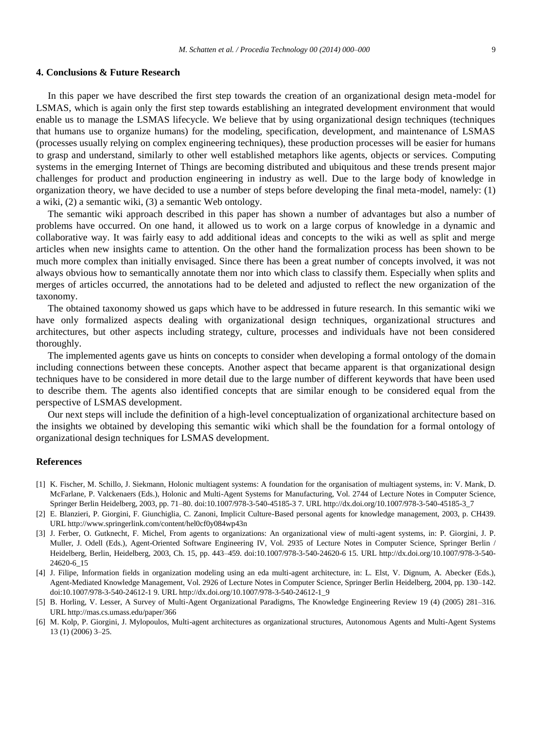## 4. Conclusions & Future Research

In this paper we have described the first step towards the creation of an organizational design meta-model for LSMAS, which is again only the first step towards establishing an integrated development environment that would enable us to manage the LSMAS lifecycle. We believe that by using organizational design techniques (techniques that humans use to organize humans) for the modeling, specification, development, and maintenance of LSMAS (processes usually relying on complex engineering techniques), these production processes will be easier for humans to grasp and understand, similarly to other well established metaphors like agents, objects or services. Computing systems in the emerging Internet of Things are becoming distributed and ubiquitous and these trends present major challenges for product and production engineering in industry as well. Due to the large body of knowledge in organization theory, we have decided to use a number of steps before developing the final meta-model, namely: (1) a wiki, (2) a semantic wiki, (3) a semantic Web ontology.

The semantic wiki approach described in this paper has shown a number of advantages but also a number of problems have occurred. On one hand, it allowed us to work on a large corpus of knowledge in a dynamic and collaborative way. It was fairly easy to add additional ideas and concepts to the wiki as well as split and merge articles when new insights came to attention. On the other hand the formalization process has been shown to be much more complex than initially envisaged. Since there has been a great number of concepts involved, it was not always obvious how to semantically annotate them nor into which class to classify them. Especially when splits and merges of articles occurred, the annotations had to be deleted and adjusted to reflect the new organization of the taxonomy.

The obtained taxonomy showed us gaps which have to be addressed in future research. In this semantic wiki we have only formalized aspects dealing with organizational design techniques, organizational structures and architectures, but other aspects including strategy, culture, processes and individuals have not been considered thoroughly.

The implemented agents gave us hints on concepts to consider when developing a formal ontology of the domain including connections between these concepts. Another aspect that became apparent is that organizational design techniques have to be considered in more detail due to the large number of different keywords that have been used to describe them. The agents also identified concepts that are similar enough to be considered equal from the perspective of LSMAS development.

Our next steps will include the definition of a high-level conceptualization of organizational architecture based on the insights we obtained by developing this semantic wiki which shall be the foundation for a formal ontology of organizational design techniques for LSMAS development.

## References

[1] K. Fischer, M. Schillo, J. Siekmann, Holonic multiagent systems: A foundation for the organisation of multiagent systems, in: V. Marık, D. McFarlane, P. Valckenaers (Eds.), Holonic and Multi-Agent Systems for Manufacturing, Vol. 2744 of Lecture Notes in Computer Science, Springer Berlin Heidelberg, 2003, pp. 71–80. doi:10.1007/978-3-540-45185-3 7. URL http://dx.doi.org/10.1007/978-3-540-45185-3_7

[2] E. Blanzieri, P. Giorgini, F. Giunchiglia, C. Zanoni, Implicit Culture-Based personal agents for knowledge management, 2003, p. CH439. URL http://www.springerlink.com/content/hel0cf0y084wp43n

[3] J. Ferber, O. Gutknecht, F. Michel, From agents to organizations: An organizational view of multi-agent systems, in: P. Giorgini, J. P. Muller, J. Odell (Eds.), Agent-Oriented Software Engineering IV, Vol. 2935 of Lecture Notes in Computer Science, Springer Berlin / Heidelberg, Berlin, Heidelberg, 2003, Ch. 15, pp. 443–459. doi:10.1007/978-3-540-24620-6 15. URL http://dx.doi.org/10.1007/978-3-540-24620-6_15

[4] J. Filipe, Information fields in organization modeling using an eda multi-agent architecture, in: L. Elst, V. Dignum, A. Abecker (Eds.), Agent-Mediated Knowledge Management, Vol. 2926 of Lecture Notes in Computer Science, Springer Berlin Heidelberg, 2004, pp. 130–142. doi:10.1007/978-3-540-24612-1 9. URL http://dx.doi.org/10.1007/978-3-540-24612-1_9

[5] B. Horling, V. Lesser, A Survey of Multi-Agent Organizational Paradigms, The Knowledge Engineering Review 19 (4) (2005) 281–316. URL http://mas.cs.umass.edu/paper/366

[6] M. Kolp, P. Giorgini, J. Mylopoulos, Multi-agent architectures as organizational structures, Autonomous Agents and Multi-Agent Systems 13 (1) (2006) 3–25.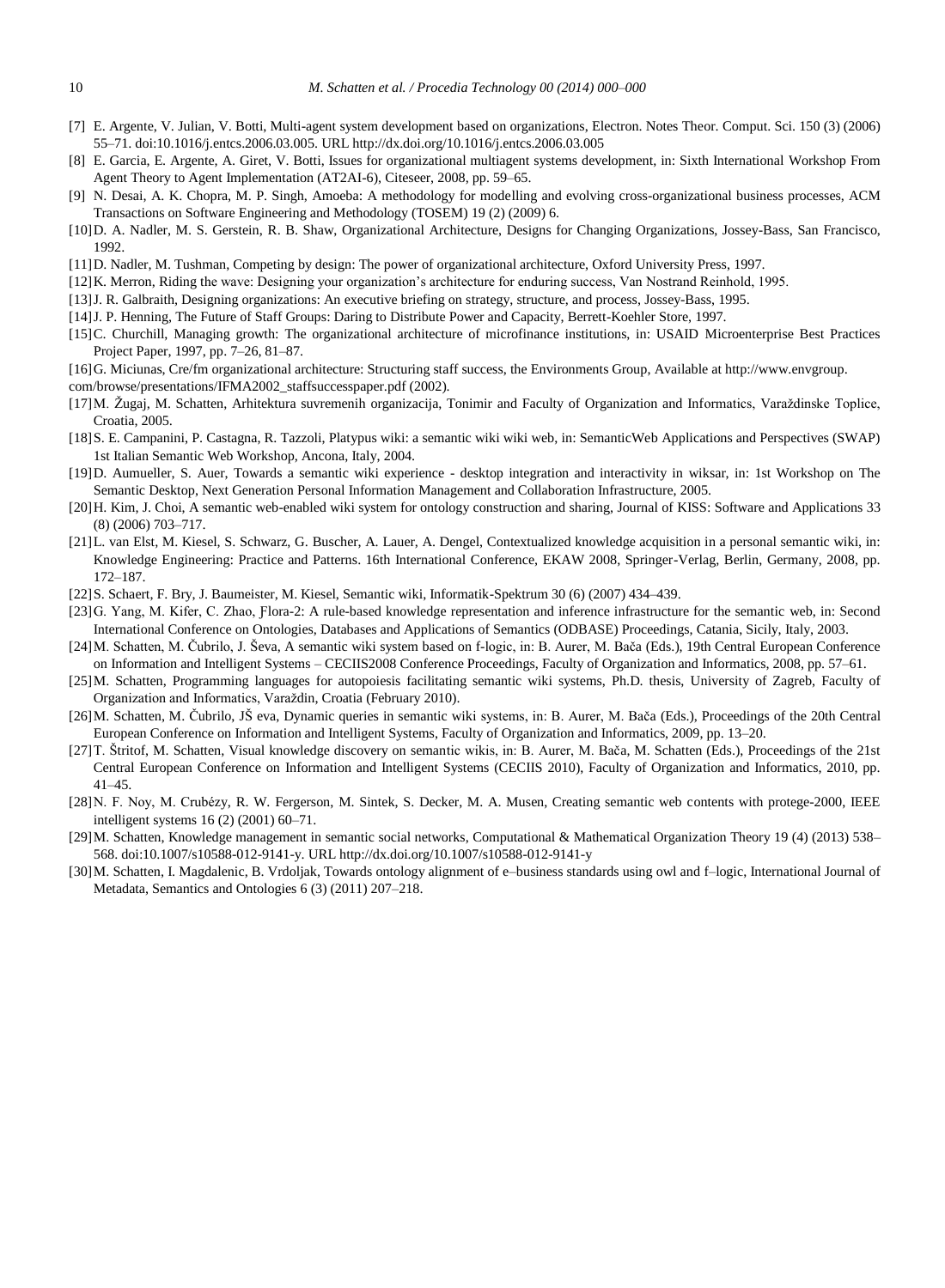[7] E. Argente, V. Julian, V. Botti, Multi-agent system development based on organizations, Electron. Notes Theor. Comput. Sci. 150 (3) (2006) 55–71. doi:10.1016/j.entcs.2006.03.005. URL http://dx.doi.org/10.1016/j.entcs.2006.03.005

[8] E. Garcia, E. Argente, A. Giret, V. Botti, Issues for organizational multiagent systems development, in: Sixth International Workshop From Agent Theory to Agent Implementation (AT2AI-6), Citeseer, 2008, pp. 59–65.

[9] N. Desai, A. K. Chopra, M. P. Singh, Amoeba: A methodology for modelling and evolving cross-organizational business processes, ACM Transactions on Software Engineering and Methodology (TOSEM) 19 (2) (2009) 6.

[10] D. A. Nadler, M. S. Gerstein, R. B. Shaw, Organizational Architecture, Designs for Changing Organizations, Jossey-Bass, San Francisco, 1992.

[11] D. Nadler, M. Tushman, Competing by design: The power of organizational architecture, Oxford University Press, 1997.

[12] K. Merron, Riding the wave: Designing your organization's architecture for enduring success, Van Nostrand Reinhold, 1995.

[13] J. R. Galbraith, Designing organizations: An executive briefing on strategy, structure, and process, Jossey-Bass, 1995.

[14] J. P. Henning, The Future of Staff Groups: Daring to Distribute Power and Capacity, Berrett-Koehler Store, 1997.

[15] C. Churchill, Managing growth: The organizational architecture of microfinance institutions, in: USAID Microenterprise Best Practices Project Paper, 1997, pp. 7–26, 81–87.

[16] G. Miciunas, Cre/fm organizational architecture: Structuring staff success, the Environments Group, Available at http://www.envgroup.com/browse/presentations/IFMA2002_staffsuccesspaper.pdf (2002).

[17] M. Žugaj, M. Schatten, Arhitektura suvremenih organizacija, Tonimir and Faculty of Organization and Informatics, Varaždinske Toplice, Croatia, 2005.

[18] S. E. Campanini, P. Castagna, R. Tazzoli, Platypus wiki: a semantic wiki wiki web, in: SemanticWeb Applications and Perspectives (SWAP) 1st Italian Semantic Web Workshop, Ancona, Italy, 2004.

[19] D. Aumueller, S. Auer, Towards a semantic wiki experience - desktop integration and interactivity in wiksar, in: 1st Workshop on The Semantic Desktop, Next Generation Personal Information Management and Collaboration Infrastructure, 2005.

[20] H. Kim, J. Choi, A semantic web-enabled wiki system for ontology construction and sharing, Journal of KISS: Software and Applications 33 (8) (2006) 703–717.

[21] L. van Elst, M. Kiesel, S. Schwarz, G. Buscher, A. Lauer, A. Dengel, Contextualized knowledge acquisition in a personal semantic wiki, in: Knowledge Engineering: Practice and Patterns. 16th International Conference, EKAW 2008, Springer-Verlag, Berlin, Germany, 2008, pp. 172–187.

[22] S. Schaert, F. Bry, J. Baumeister, M. Kiesel, Semantic wiki, Informatik-Spektrum 30 (6) (2007) 434–439.

[23] G. Yang, M. Kifer, C. Zhao, Flora-2: A rule-based knowledge representation and inference infrastructure for the semantic web, in: Second International Conference on Ontologies, Databases and Applications of Semantics (ODBASE) Proceedings, Catania, Sicily, Italy, 2003.

[24] M. Schatten, M. Čubrilo, J. Ševa, A semantic wiki system based on f-logic, in: B. Aurer, M. Bača (Eds.), 19th Central European Conference on Information and Intelligent Systems – CECIIS2008 Conference Proceedings, Faculty of Organization and Informatics, 2008, pp. 57–61.

[25] M. Schatten, Programming languages for autopoiesis facilitating semantic wiki systems, Ph.D. thesis, University of Zagreb, Faculty of Organization and Informatics, Varaždin, Croatia (February 2010).

[26] M. Schatten, M. Čubrilo, JŠ eva, Dynamic queries in semantic wiki systems, in: B. Aurer, M. Bača (Eds.), Proceedings of the 20th Central European Conference on Information and Intelligent Systems, Faculty of Organization and Informatics, 2009, pp. 13–20.

[27] T. Štritof, M. Schatten, Visual knowledge discovery on semantic wikis, in: B. Aurer, M. Bača, M. Schatten (Eds.), Proceedings of the 21st Central European Conference on Information and Intelligent Systems (CECIIS 2010), Faculty of Organization and Informatics, 2010, pp. 41–45.

[28] N. F. Noy, M. Crubézy, R. W. Fergerson, M. Sintek, S. Decker, M. A. Musen, Creating semantic web contents with protege-2000, IEEE intelligent systems 16 (2) (2001) 60–71.

[29] M. Schatten, Knowledge management in semantic social networks, Computational & Mathematical Organization Theory 19 (4) (2013) 538–568. doi:10.1007/s10588-012-9141-y. URL http://dx.doi.org/10.1007/s10588-012-9141-y

[30] M. Schatten, I. Magdalenic, B. Vrdoljak, Towards ontology alignment of e–business standards using owl and f–logic, International Journal of Metadata, Semantics and Ontologies 6 (3) (2011) 207–218.